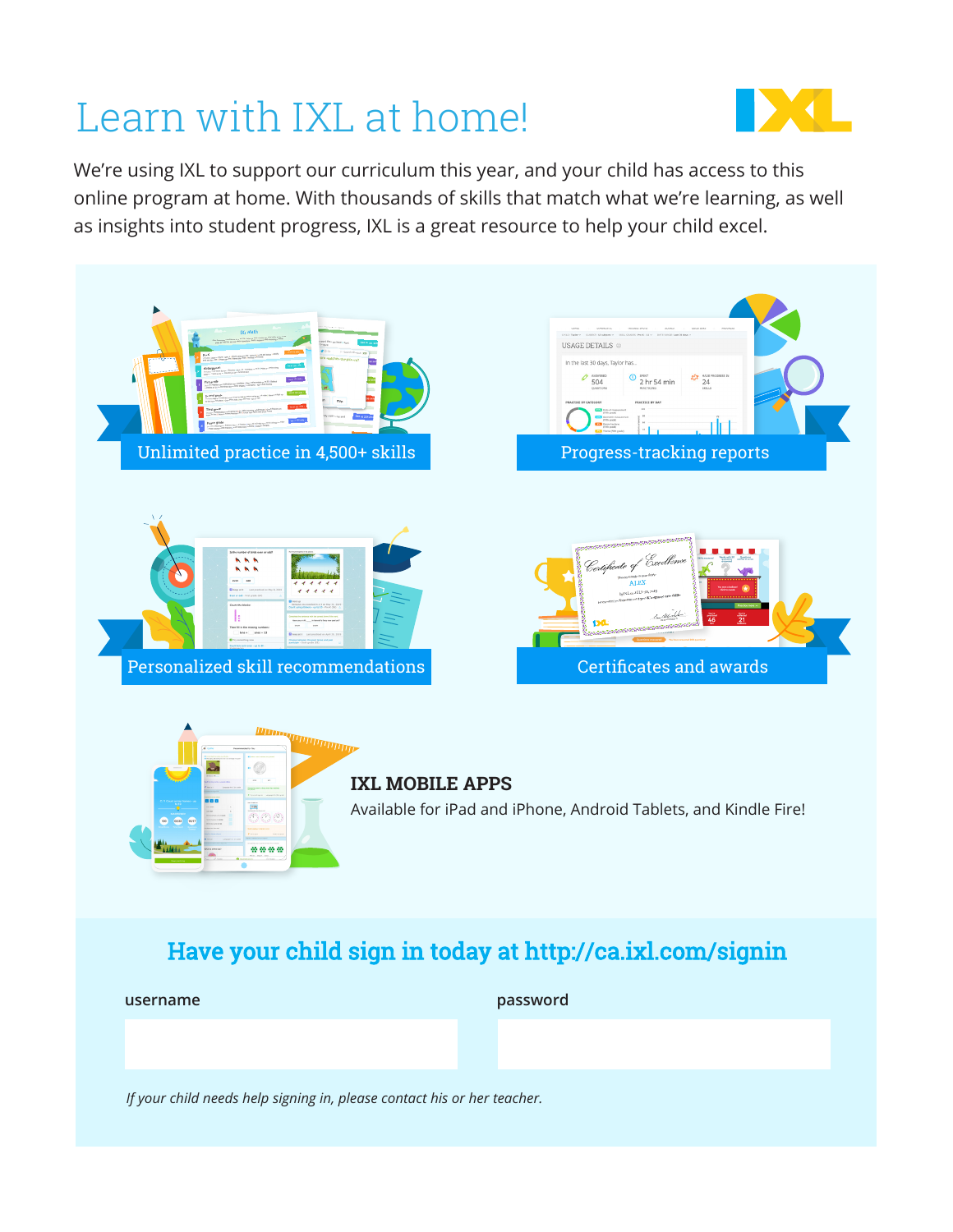# Learn with IXL at home!

We're using IXL to support our curriculum this year, and your child has access to this online program at home. With thousands of skills that match what we're learning, as well as insights into student progress, IXL is a great resource to help your child excel.

- Unlimited practice in 4,500+ skills
- Progress-tracking reports
- Personalized skill recommendations
- Certificates and awards

**IXL MOBILE APPS**

Available for iPad and iPhone, Android Tablets, and Kindle Fire!

## Have your child sign in today at http://ca.ixl.com/signin

username

password

*If your child needs help signing in, please contact his or her teacher.*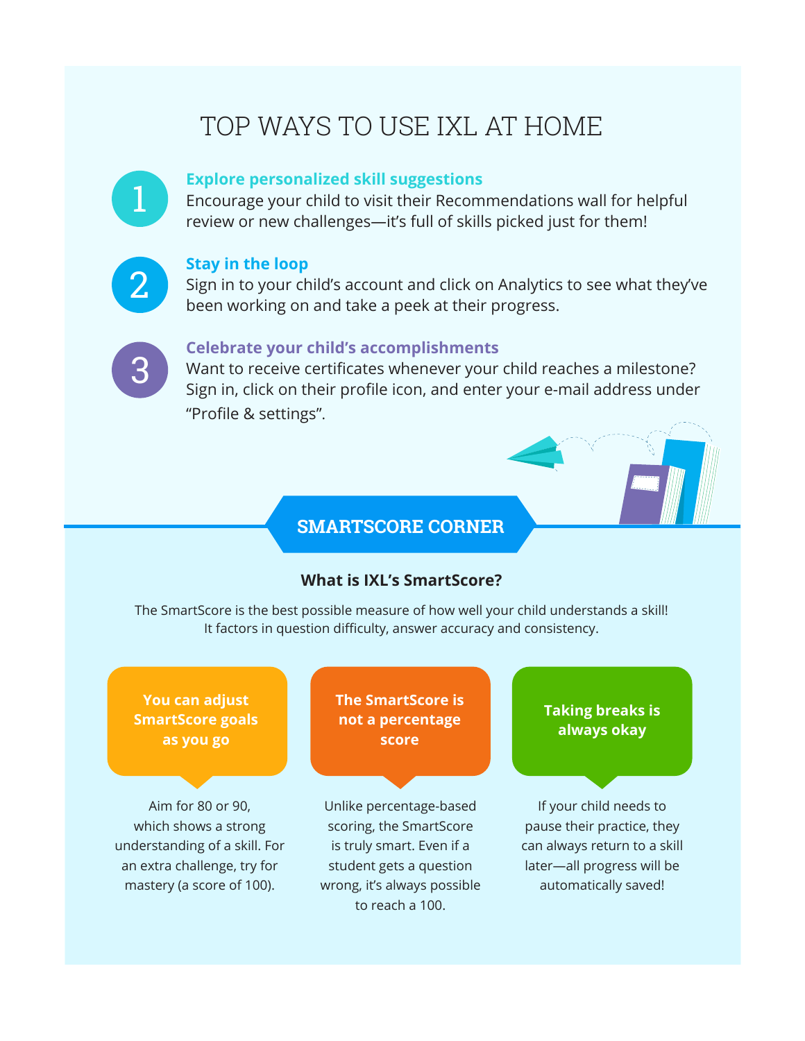# TOP WAYS TO USE IXL AT HOME

1. **Explore personalized skill suggestions**
   Encourage your child to visit their Recommendations wall for helpful review or new challenges—it's full of skills picked just for them!

2. **Stay in the loop**
   Sign in to your child's account and click on Analytics to see what they've been working on and take a peek at their progress.

3. **Celebrate your child's accomplishments**
   Want to receive certificates whenever your child reaches a milestone? Sign in, click on their profile icon, and enter your e-mail address under "Profile & settings".

## SMARTSCORE CORNER

### What is IXL's SmartScore?

The SmartScore is the best possible measure of how well your child understands a skill! It factors in question difficulty, answer accuracy and consistency.

**You can adjust SmartScore goals as you go**

Aim for 80 or 90, which shows a strong understanding of a skill. For an extra challenge, try for mastery (a score of 100).

**The SmartScore is not a percentage score**

Unlike percentage-based scoring, the SmartScore is truly smart. Even if a student gets a question wrong, it's always possible to reach a 100.

**Taking breaks is always okay**

If your child needs to pause their practice, they can always return to a skill later—all progress will be automatically saved!